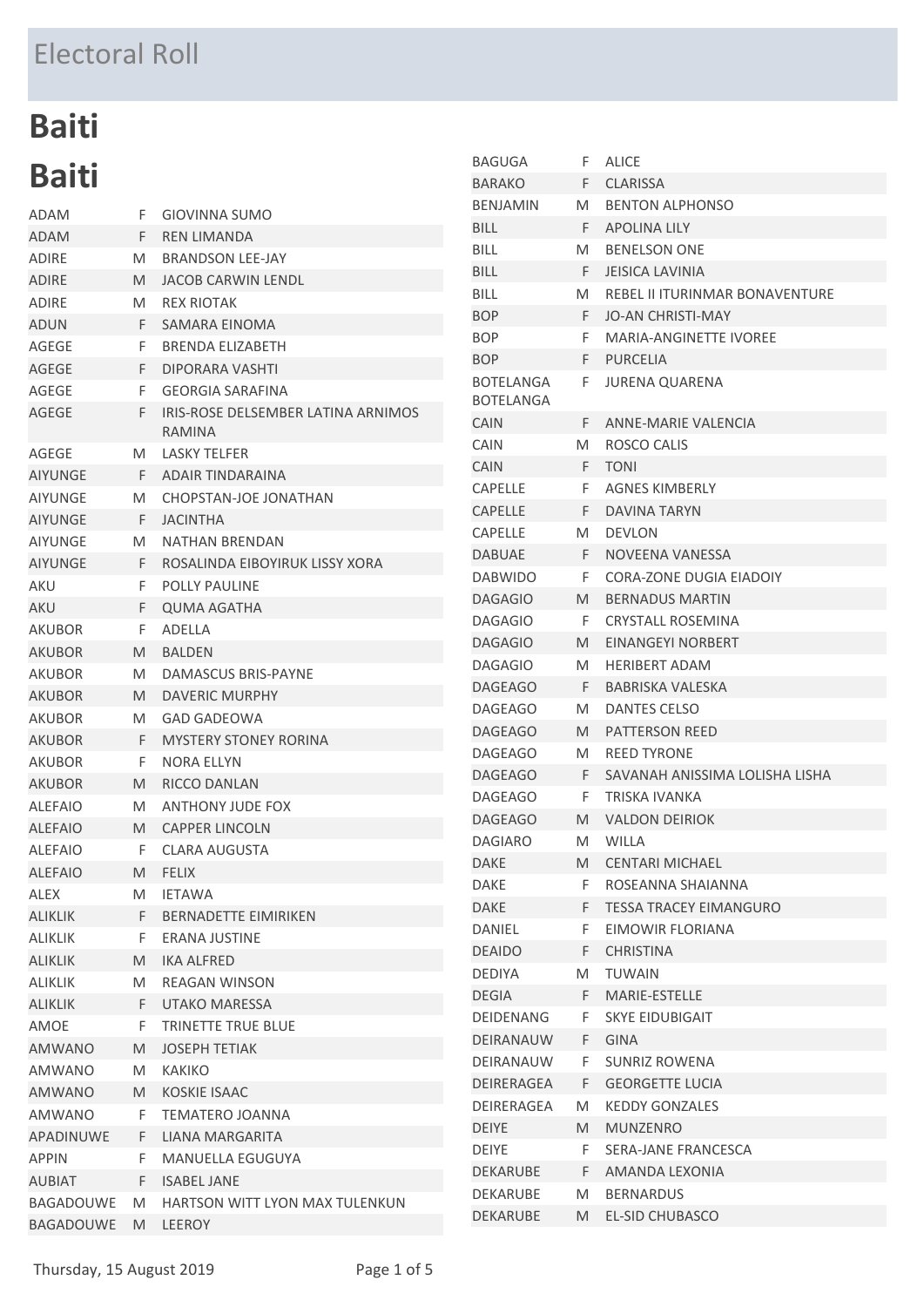Electoral Roll

# Baiti

## Baiti

| Surname | Sex | Given Names |
|---|---|---|
| ADAM | F | GIOVINNA SUMO |
| ADAM | F | REN LIMANDA |
| ADIRE | M | BRANDSON LEE-JAY |
| ADIRE | M | JACOB CARWIN LENDL |
| ADIRE | M | REX RIOTAK |
| ADUN | F | SAMARA EINOMA |
| AGEGE | F | BRENDA ELIZABETH |
| AGEGE | F | DIPORARA VASHTI |
| AGEGE | F | GEORGIA SARAFINA |
| AGEGE | F | IRIS-ROSE DELSEMBER LATINA ARNIMOS RAMINA |
| AGEGE | M | LASKY TELFER |
| AIYUNGE | F | ADAIR TINDARAINA |
| AIYUNGE | M | CHOPSTAN-JOE JONATHAN |
| AIYUNGE | F | JACINTHA |
| AIYUNGE | M | NATHAN BRENDAN |
| AIYUNGE | F | ROSALINDA EIBOYIRUK LISSY XORA |
| AKU | F | POLLY PAULINE |
| AKU | F | QUMA AGATHA |
| AKUBOR | F | ADELLA |
| AKUBOR | M | BALDEN |
| AKUBOR | M | DAMASCUS BRIS-PAYNE |
| AKUBOR | M | DAVERIC MURPHY |
| AKUBOR | M | GAD GADEOWA |
| AKUBOR | F | MYSTERY STONEY RORINA |
| AKUBOR | F | NORA ELLYN |
| AKUBOR | M | RICCO DANLAN |
| ALEFAIO | M | ANTHONY JUDE FOX |
| ALEFAIO | M | CAPPER LINCOLN |
| ALEFAIO | F | CLARA AUGUSTA |
| ALEFAIO | M | FELIX |
| ALEX | M | IETAWA |
| ALIKLIK | F | BERNADETTE EIMIRIKEN |
| ALIKLIK | F | ERANA JUSTINE |
| ALIKLIK | M | IKA ALFRED |
| ALIKLIK | M | REAGAN WINSON |
| ALIKLIK | F | UTAKO MARESSA |
| AMOE | F | TRINETTE TRUE BLUE |
| AMWANO | M | JOSEPH TETIAK |
| AMWANO | M | KAKIKO |
| AMWANO | M | KOSKIE ISAAC |
| AMWANO | F | TEMATERO JOANNA |
| APADINUWE | F | LIANA MARGARITA |
| APPIN | F | MANUELLA EGUGUYA |
| AUBIAT | F | ISABEL JANE |
| BAGADOUWE | M | HARTSON WITT LYON MAX TULENKUN |
| BAGADOUWE | M | LEEROY |
| BAGUGA | F | ALICE |
| BARAKO | F | CLARISSA |
| BENJAMIN | M | BENTON ALPHONSO |
| BILL | F | APOLINA LILY |
| BILL | M | BENELSON ONE |
| BILL | F | JEISICA LAVINIA |
| BILL | M | REBEL II ITURINMAR BONAVENTURE |
| BOP | F | JO-AN CHRISTI-MAY |
| BOP | F | MARIA-ANGINETTE IVOREE |
| BOP | F | PURCELIA |
| BOTELANGA BOTELANGA | F | JURENA QUARENA |
| CAIN | F | ANNE-MARIE VALENCIA |
| CAIN | M | ROSCO CALIS |
| CAIN | F | TONI |
| CAPELLE | F | AGNES KIMBERLY |
| CAPELLE | F | DAVINA TARYN |
| CAPELLE | M | DEVLON |
| DABUAE | F | NOVEENA VANESSA |
| DABWIDO | F | CORA-ZONE DUGIA EIADOIY |
| DAGAGIO | M | BERNADUS MARTIN |
| DAGAGIO | F | CRYSTALL ROSEMINA |
| DAGAGIO | M | EINANGEYI NORBERT |
| DAGAGIO | M | HERIBERT ADAM |
| DAGEAGO | F | BABRISKA VALESKA |
| DAGEAGO | M | DANTES CELSO |
| DAGEAGO | M | PATTERSON REED |
| DAGEAGO | M | REED TYRONE |
| DAGEAGO | F | SAVANAH ANISSIMA LOLISHA LISHA |
| DAGEAGO | F | TRISKA IVANKA |
| DAGEAGO | M | VALDON DEIRIOK |
| DAGIARO | M | WILLA |
| DAKE | M | CENTARI MICHAEL |
| DAKE | F | ROSEANNA SHAIANNA |
| DAKE | F | TESSA TRACEY EIMANGURO |
| DANIEL | F | EIMOWIR FLORIANA |
| DEAIDO | F | CHRISTINA |
| DEDIYA | M | TUWAIN |
| DEGIA | F | MARIE-ESTELLE |
| DEIDENANG | F | SKYE EIDUBIGAIT |
| DEIRANAUW | F | GINA |
| DEIRANAUW | F | SUNRIZ ROWENA |
| DEIRERAGEA | F | GEORGETTE LUCIA |
| DEIRERAGEA | M | KEDDY GONZALES |
| DEIYE | M | MUNZENRO |
| DEIYE | F | SERA-JANE FRANCESCA |
| DEKARUBE | F | AMANDA LEXONIA |
| DEKARUBE | M | BERNARDUS |
| DEKARUBE | M | EL-SID CHUBASCO |

Thursday, 15 August 2019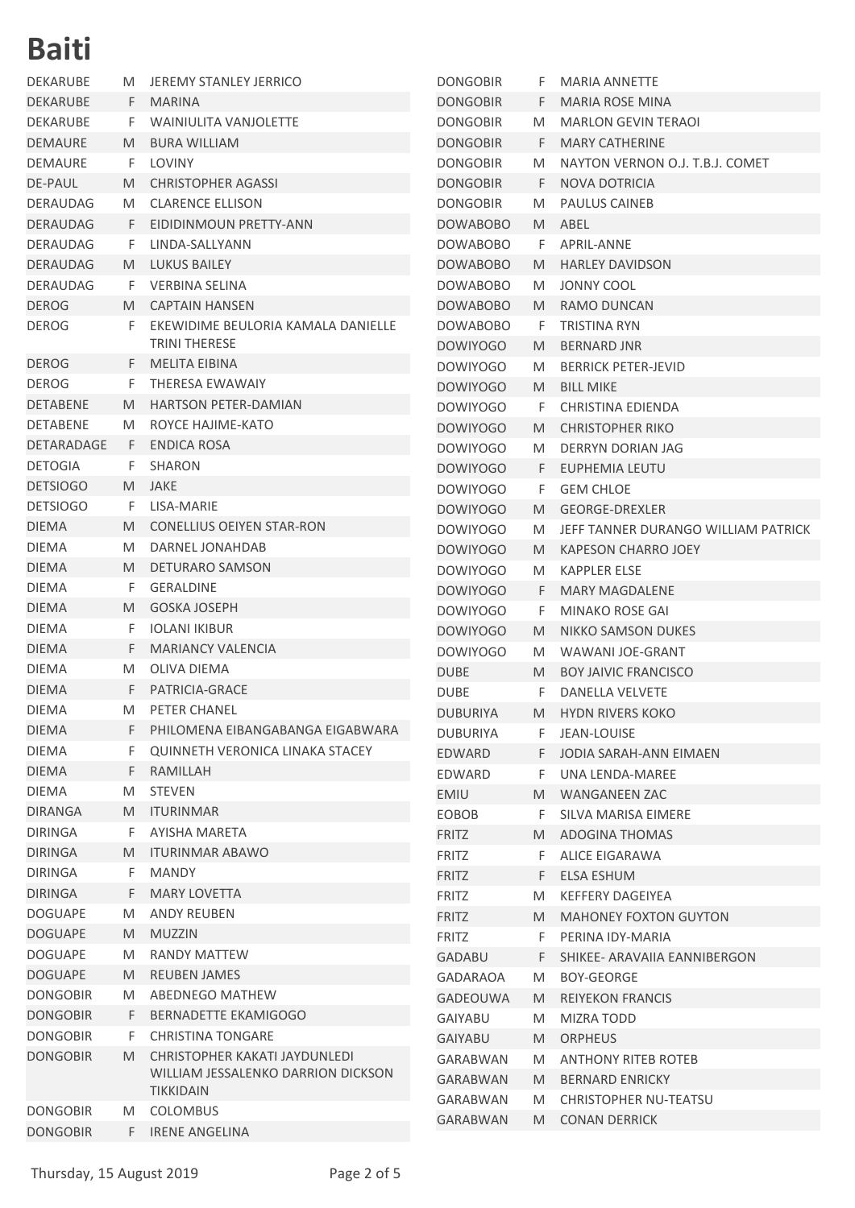# Baiti

| | | |
|---|---|---|
| DEKARUBE | M | JEREMY STANLEY JERRICO |
| DEKARUBE | F | MARINA |
| DEKARUBE | F | WAINIULITA VANJOLETTE |
| DEMAURE | M | BURA WILLIAM |
| DEMAURE | F | LOVINY |
| DE-PAUL | M | CHRISTOPHER AGASSI |
| DERAUDAG | M | CLARENCE ELLISON |
| DERAUDAG | F | EIDIDINMOUN PRETTY-ANN |
| DERAUDAG | F | LINDA-SALLYANN |
| DERAUDAG | M | LUKUS BAILEY |
| DERAUDAG | F | VERBINA SELINA |
| DEROG | M | CAPTAIN HANSEN |
| DEROG | F | EKEWIDIME BEULORIA KAMALA DANIELLE TRINI THERESE |
| DEROG | F | MELITA EIBINA |
| DEROG | F | THERESA EWAWAIY |
| DETABENE | M | HARTSON PETER-DAMIAN |
| DETABENE | M | ROYCE HAJIME-KATO |
| DETARADAGE | F | ENDICA ROSA |
| DETOGIA | F | SHARON |
| DETSIOGO | M | JAKE |
| DETSIOGO | F | LISA-MARIE |
| DIEMA | M | CONELLIUS OEIYEN STAR-RON |
| DIEMA | M | DARNEL JONAHDAB |
| DIEMA | M | DETURARO SAMSON |
| DIEMA | F | GERALDINE |
| DIEMA | M | GOSKA JOSEPH |
| DIEMA | F | IOLANI IKIBUR |
| DIEMA | F | MARIANCY VALENCIA |
| DIEMA | M | OLIVA DIEMA |
| DIEMA | F | PATRICIA-GRACE |
| DIEMA | M | PETER CHANEL |
| DIEMA | F | PHILOMENA EIBANGABANGA EIGABWARA |
| DIEMA | F | QUINNETH VERONICA LINAKA STACEY |
| DIEMA | F | RAMILLAH |
| DIEMA | M | STEVEN |
| DIRANGA | M | ITURINMAR |
| DIRINGA | F | AYISHA MARETA |
| DIRINGA | M | ITURINMAR ABAWO |
| DIRINGA | F | MANDY |
| DIRINGA | F | MARY LOVETTA |
| DOGUAPE | M | ANDY REUBEN |
| DOGUAPE | M | MUZZIN |
| DOGUAPE | M | RANDY MATTEW |
| DOGUAPE | M | REUBEN JAMES |
| DONGOBIR | M | ABEDNEGO MATHEW |
| DONGOBIR | F | BERNADETTE EKAMIGOGO |
| DONGOBIR | F | CHRISTINA TONGARE |
| DONGOBIR | M | CHRISTOPHER KAKATI JAYDUNLEDI WILLIAM JESSALENKO DARRION DICKSON TIKKIDAIN |
| DONGOBIR | M | COLOMBUS |
| DONGOBIR | F | IRENE ANGELINA |
| DONGOBIR | F | MARIA ANNETTE |
| DONGOBIR | F | MARIA ROSE MINA |
| DONGOBIR | M | MARLON GEVIN TERAOI |
| DONGOBIR | F | MARY CATHERINE |
| DONGOBIR | M | NAYTON VERNON O.J. T.B.J. COMET |
| DONGOBIR | F | NOVA DOTRICIA |
| DONGOBIR | M | PAULUS CAINEB |
| DOWABOBO | M | ABEL |
| DOWABOBO | F | APRIL-ANNE |
| DOWABOBO | M | HARLEY DAVIDSON |
| DOWABOBO | M | JONNY COOL |
| DOWABOBO | M | RAMO DUNCAN |
| DOWABOBO | F | TRISTINA RYN |
| DOWIYOGO | M | BERNARD JNR |
| DOWIYOGO | M | BERRICK PETER-JEVID |
| DOWIYOGO | M | BILL MIKE |
| DOWIYOGO | F | CHRISTINA EDIENDA |
| DOWIYOGO | M | CHRISTOPHER RIKO |
| DOWIYOGO | M | DERRYN DORIAN JAG |
| DOWIYOGO | F | EUPHEMIA LEUTU |
| DOWIYOGO | F | GEM CHLOE |
| DOWIYOGO | M | GEORGE-DREXLER |
| DOWIYOGO | M | JEFF TANNER DURANGO WILLIAM PATRICK |
| DOWIYOGO | M | KAPESON CHARRO JOEY |
| DOWIYOGO | M | KAPPLER ELSE |
| DOWIYOGO | F | MARY MAGDALENE |
| DOWIYOGO | F | MINAKO ROSE GAI |
| DOWIYOGO | M | NIKKO SAMSON DUKES |
| DOWIYOGO | M | WAWANI JOE-GRANT |
| DUBE | M | BOY JAIVIC FRANCISCO |
| DUBE | F | DANELLA VELVETE |
| DUBURIYA | M | HYDN RIVERS KOKO |
| DUBURIYA | F | JEAN-LOUISE |
| EDWARD | F | JODIA SARAH-ANN EIMAEN |
| EDWARD | F | UNA LENDA-MAREE |
| EMIU | M | WANGANEEN ZAC |
| EOBOB | F | SILVA MARISA EIMERE |
| FRITZ | M | ADOGINA THOMAS |
| FRITZ | F | ALICE EIGARAWA |
| FRITZ | F | ELSA ESHUM |
| FRITZ | M | KEFFERY DAGEIYEA |
| FRITZ | M | MAHONEY FOXTON GUYTON |
| FRITZ | F | PERINA IDY-MARIA |
| GADABU | F | SHIKEE- ARAVAIIA EANNIBERGON |
| GADARAOA | M | BOY-GEORGE |
| GADEOUWA | M | REIYEKON FRANCIS |
| GAIYABU | M | MIZRA TODD |
| GAIYABU | M | ORPHEUS |
| GARABWAN | M | ANTHONY RITEB ROTEB |
| GARABWAN | M | BERNARD ENRICKY |
| GARABWAN | M | CHRISTOPHER NU-TEATSU |
| GARABWAN | M | CONAN DERRICK |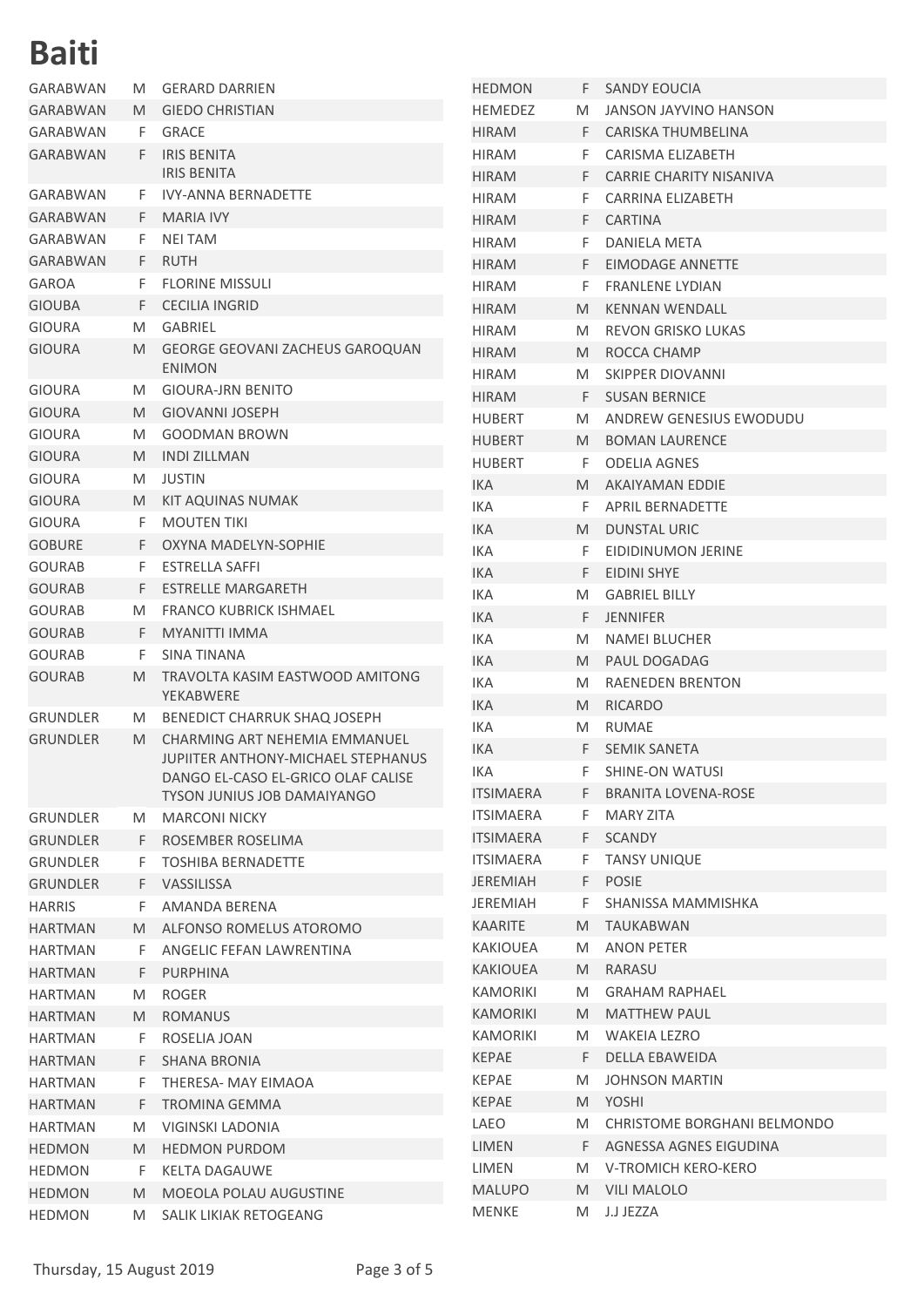# Baiti

| | | |
|---|---|---|
| GARABWAN | M | GERARD DARRIEN |
| GARABWAN | M | GIEDO CHRISTIAN |
| GARABWAN | F | GRACE |
| GARABWAN | F | IRIS BENITA IRIS BENITA |
| GARABWAN | F | IVY-ANNA BERNADETTE |
| GARABWAN | F | MARIA IVY |
| GARABWAN | F | NEI TAM |
| GARABWAN | F | RUTH |
| GAROA | F | FLORINE MISSULI |
| GIOUBA | F | CECILIA INGRID |
| GIOURA | M | GABRIEL |
| GIOURA | M | GEORGE GEOVANI ZACHEUS GAROQUAN ENIMON |
| GIOURA | M | GIOURA-JRN BENITO |
| GIOURA | M | GIOVANNI JOSEPH |
| GIOURA | M | GOODMAN BROWN |
| GIOURA | M | INDI ZILLMAN |
| GIOURA | M | JUSTIN |
| GIOURA | M | KIT AQUINAS NUMAK |
| GIOURA | F | MOUTEN TIKI |
| GOBURE | F | OXYNA MADELYN-SOPHIE |
| GOURAB | F | ESTRELLA SAFFI |
| GOURAB | F | ESTRELLE MARGARETH |
| GOURAB | M | FRANCO KUBRICK ISHMAEL |
| GOURAB | F | MYANITTI IMMA |
| GOURAB | F | SINA TINANA |
| GOURAB | M | TRAVOLTA KASIM EASTWOOD AMITONG YEKABWERE |
| GRUNDLER | M | BENEDICT CHARRUK SHAQ JOSEPH |
| GRUNDLER | M | CHARMING ART NEHEMIA EMMANUEL JUPIITER ANTHONY-MICHAEL STEPHANUS DANGO EL-CASO EL-GRICO OLAF CALISE TYSON JUNIUS JOB DAMAIYANGO |
| GRUNDLER | M | MARCONI NICKY |
| GRUNDLER | F | ROSEMBER ROSELIMA |
| GRUNDLER | F | TOSHIBA BERNADETTE |
| GRUNDLER | F | VASSILISSA |
| HARRIS | F | AMANDA BERENA |
| HARTMAN | M | ALFONSO ROMELUS ATOROMO |
| HARTMAN | F | ANGELIC FEFAN LAWRENTINA |
| HARTMAN | F | PURPHINA |
| HARTMAN | M | ROGER |
| HARTMAN | M | ROMANUS |
| HARTMAN | F | ROSELIA JOAN |
| HARTMAN | F | SHANA BRONIA |
| HARTMAN | F | THERESA- MAY EIMAOA |
| HARTMAN | F | TROMINA GEMMA |
| HARTMAN | M | VIGINSKI LADONIA |
| HEDMON | M | HEDMON PURDOM |
| HEDMON | F | KELTA DAGAUWE |
| HEDMON | M | MOEOLA POLAU AUGUSTINE |
| HEDMON | M | SALIK LIKIAK RETOGEANG |
| HEDMON | F | SANDY EOUCIA |
| HEMEDEZ | M | JANSON JAYVINO HANSON |
| HIRAM | F | CARISKA THUMBELINA |
| HIRAM | F | CARISMA ELIZABETH |
| HIRAM | F | CARRIE CHARITY NISANIVA |
| HIRAM | F | CARRINA ELIZABETH |
| HIRAM | F | CARTINA |
| HIRAM | F | DANIELA META |
| HIRAM | F | EIMODAGE ANNETTE |
| HIRAM | F | FRANLENE LYDIAN |
| HIRAM | M | KENNAN WENDALL |
| HIRAM | M | REVON GRISKO LUKAS |
| HIRAM | M | ROCCA CHAMP |
| HIRAM | M | SKIPPER DIOVANNI |
| HIRAM | F | SUSAN BERNICE |
| HUBERT | M | ANDREW GENESIUS EWODUDU |
| HUBERT | M | BOMAN LAURENCE |
| HUBERT | F | ODELIA AGNES |
| IKA | M | AKAIYAMAN EDDIE |
| IKA | F | APRIL BERNADETTE |
| IKA | M | DUNSTAL URIC |
| IKA | F | EIDIDINUMON JERINE |
| IKA | F | EIDINI SHYE |
| IKA | M | GABRIEL BILLY |
| IKA | F | JENNIFER |
| IKA | M | NAMEI BLUCHER |
| IKA | M | PAUL DOGADAG |
| IKA | M | RAENEDEN BRENTON |
| IKA | M | RICARDO |
| IKA | M | RUMAE |
| IKA | F | SEMIK SANETA |
| IKA | F | SHINE-ON WATUSI |
| ITSIMAERA | F | BRANITA LOVENA-ROSE |
| ITSIMAERA | F | MARY ZITA |
| ITSIMAERA | F | SCANDY |
| ITSIMAERA | F | TANSY UNIQUE |
| JEREMIAH | F | POSIE |
| JEREMIAH | F | SHANISSA MAMMISHKA |
| KAARITE | M | TAUKABWAN |
| KAKIOUEA | M | ANON PETER |
| KAKIOUEA | M | RARASU |
| KAMORIKI | M | GRAHAM RAPHAEL |
| KAMORIKI | M | MATTHEW PAUL |
| KAMORIKI | M | WAKEIA LEZRO |
| KEPAE | F | DELLA EBAWEIDA |
| KEPAE | M | JOHNSON MARTIN |
| KEPAE | M | YOSHI |
| LAEO | M | CHRISTOME BORGHANI BELMONDO |
| LIMEN | F | AGNESSA AGNES EIGUDINA |
| LIMEN | M | V-TROMICH KERO-KERO |
| MALUPO | M | VILI MALOLO |
| MENKE | M | J.J JEZZA |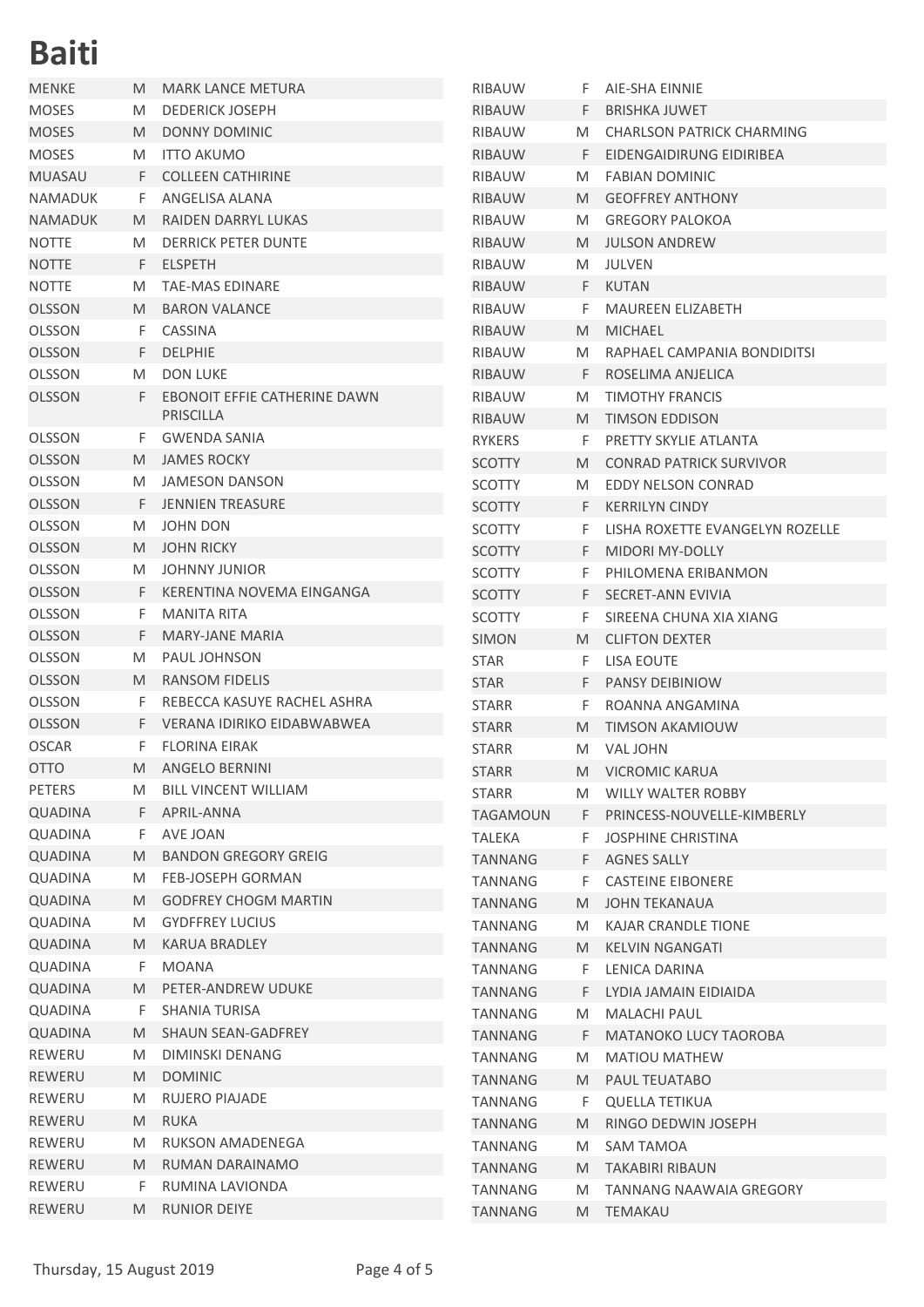# Baiti

| Surname | Sex | Given Names |
|---|---|---|
| MENKE | M | MARK LANCE METURA |
| MOSES | M | DEDERICK JOSEPH |
| MOSES | M | DONNY DOMINIC |
| MOSES | M | ITTO AKUMO |
| MUASAU | F | COLLEEN CATHIRINE |
| NAMADUK | F | ANGELISA ALANA |
| NAMADUK | M | RAIDEN DARRYL LUKAS |
| NOTTE | M | DERRICK PETER DUNTE |
| NOTTE | F | ELSPETH |
| NOTTE | M | TAE-MAS EDINARE |
| OLSSON | M | BARON VALANCE |
| OLSSON | F | CASSINA |
| OLSSON | F | DELPHIE |
| OLSSON | M | DON LUKE |
| OLSSON | F | EBONOIT EFFIE CATHERINE DAWN PRISCILLA |
| OLSSON | F | GWENDA SANIA |
| OLSSON | M | JAMES ROCKY |
| OLSSON | M | JAMESON DANSON |
| OLSSON | F | JENNIEN TREASURE |
| OLSSON | M | JOHN DON |
| OLSSON | M | JOHN RICKY |
| OLSSON | M | JOHNNY JUNIOR |
| OLSSON | F | KERENTINA NOVEMA EINGANGA |
| OLSSON | F | MANITA RITA |
| OLSSON | F | MARY-JANE MARIA |
| OLSSON | M | PAUL JOHNSON |
| OLSSON | M | RANSOM FIDELIS |
| OLSSON | F | REBECCA KASUYE RACHEL ASHRA |
| OLSSON | F | VERANA IDIRIKO EIDABWABWEA |
| OSCAR | F | FLORINA EIRAK |
| OTTO | M | ANGELO BERNINI |
| PETERS | M | BILL VINCENT WILLIAM |
| QUADINA | F | APRIL-ANNA |
| QUADINA | F | AVE JOAN |
| QUADINA | M | BANDON GREGORY GREIG |
| QUADINA | M | FEB-JOSEPH GORMAN |
| QUADINA | M | GODFREY CHOGM MARTIN |
| QUADINA | M | GYDFFREY LUCIUS |
| QUADINA | M | KARUA BRADLEY |
| QUADINA | F | MOANA |
| QUADINA | M | PETER-ANDREW UDUKE |
| QUADINA | F | SHANIA TURISA |
| QUADINA | M | SHAUN SEAN-GADFREY |
| REWERU | M | DIMINSKI DENANG |
| REWERU | M | DOMINIC |
| REWERU | M | RUJERO PIAJADE |
| REWERU | M | RUKA |
| REWERU | M | RUKSON AMADENEGA |
| REWERU | M | RUMAN DARAINAMO |
| REWERU | F | RUMINA LAVIONDA |
| REWERU | M | RUNIOR DEIYE |
| RIBAUW | F | AIE-SHA EINNIE |
| RIBAUW | F | BRISHKA JUWET |
| RIBAUW | M | CHARLSON PATRICK CHARMING |
| RIBAUW | F | EIDENGAIDIRUNG EIDIRIBEA |
| RIBAUW | M | FABIAN DOMINIC |
| RIBAUW | M | GEOFFREY ANTHONY |
| RIBAUW | M | GREGORY PALOKOA |
| RIBAUW | M | JULSON ANDREW |
| RIBAUW | M | JULVEN |
| RIBAUW | F | KUTAN |
| RIBAUW | F | MAUREEN ELIZABETH |
| RIBAUW | M | MICHAEL |
| RIBAUW | M | RAPHAEL CAMPANIA BONDIDITSI |
| RIBAUW | F | ROSELIMA ANJELICA |
| RIBAUW | M | TIMOTHY FRANCIS |
| RIBAUW | M | TIMSON EDDISON |
| RYKERS | F | PRETTY SKYLIE ATLANTA |
| SCOTTY | M | CONRAD PATRICK SURVIVOR |
| SCOTTY | M | EDDY NELSON CONRAD |
| SCOTTY | F | KERRILYN CINDY |
| SCOTTY | F | LISHA ROXETTE EVANGELYN ROZELLE |
| SCOTTY | F | MIDORI MY-DOLLY |
| SCOTTY | F | PHILOMENA ERIBANMON |
| SCOTTY | F | SECRET-ANN EVIVIA |
| SCOTTY | F | SIREENA CHUNA XIA XIANG |
| SIMON | M | CLIFTON DEXTER |
| STAR | F | LISA EOUTE |
| STAR | F | PANSY DEIBINIOW |
| STARR | F | ROANNA ANGAMINA |
| STARR | M | TIMSON AKAMIOUW |
| STARR | M | VAL JOHN |
| STARR | M | VICROMIC KARUA |
| STARR | M | WILLY WALTER ROBBY |
| TAGAMOUN | F | PRINCESS-NOUVELLE-KIMBERLY |
| TALEKA | F | JOSPHINE CHRISTINA |
| TANNANG | F | AGNES SALLY |
| TANNANG | F | CASTEINE EIBONERE |
| TANNANG | M | JOHN TEKANAUA |
| TANNANG | M | KAJAR CRANDLE TIONE |
| TANNANG | M | KELVIN NGANGATI |
| TANNANG | F | LENICA DARINA |
| TANNANG | F | LYDIA JAMAIN EIDIAIDA |
| TANNANG | M | MALACHI PAUL |
| TANNANG | F | MATANOKO LUCY TAOROBA |
| TANNANG | M | MATIOU MATHEW |
| TANNANG | M | PAUL TEUATABO |
| TANNANG | F | QUELLA TETIKUA |
| TANNANG | M | RINGO DEDWIN JOSEPH |
| TANNANG | M | SAM TAMOA |
| TANNANG | M | TAKABIRI RIBAUN |
| TANNANG | M | TANNANG NAAWAIA GREGORY |
| TANNANG | M | TEMAKAU |

Thursday, 15 August 2019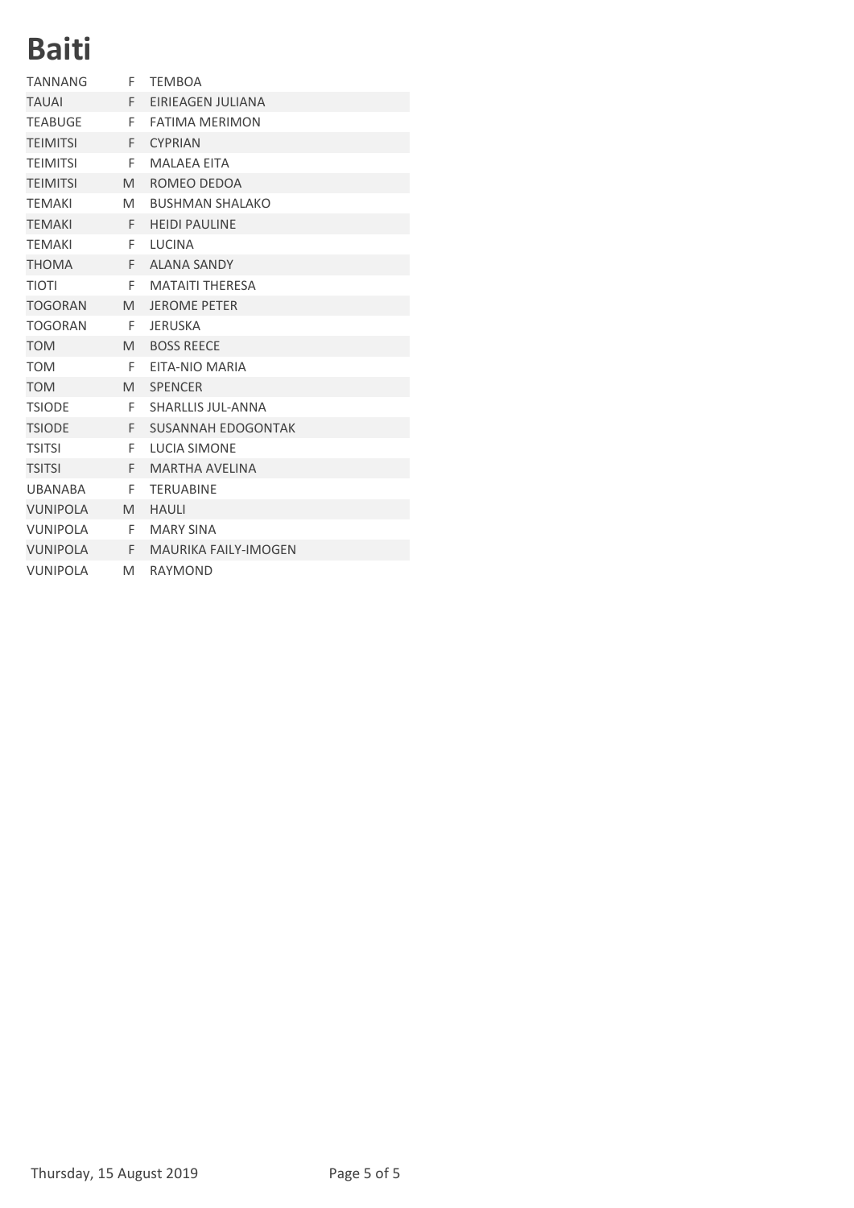# Baiti

| | | |
|---|---|---|
| TANNANG | F | TEMBOA |
| TAUAI | F | EIRIEAGEN JULIANA |
| TEABUGE | F | FATIMA MERIMON |
| TEIMITSI | F | CYPRIAN |
| TEIMITSI | F | MALAEA EITA |
| TEIMITSI | M | ROMEO DEDOA |
| TEMAKI | M | BUSHMAN SHALAKO |
| TEMAKI | F | HEIDI PAULINE |
| TEMAKI | F | LUCINA |
| THOMA | F | ALANA SANDY |
| TIOTI | F | MATAITI THERESA |
| TOGORAN | M | JEROME PETER |
| TOGORAN | F | JERUSKA |
| TOM | M | BOSS REECE |
| TOM | F | EITA-NIO MARIA |
| TOM | M | SPENCER |
| TSIODE | F | SHARLLIS JUL-ANNA |
| TSIODE | F | SUSANNAH EDOGONTAK |
| TSITSI | F | LUCIA SIMONE |
| TSITSI | F | MARTHA AVELINA |
| UBANABA | F | TERUABINE |
| VUNIPOLA | M | HAULI |
| VUNIPOLA | F | MARY SINA |
| VUNIPOLA | F | MAURIKA FAILY-IMOGEN |
| VUNIPOLA | M | RAYMOND |

Thursday, 15 August 2019